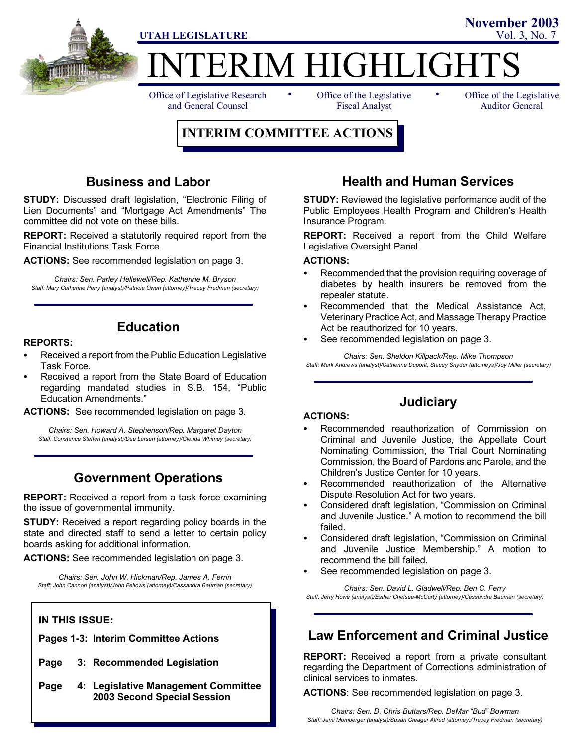UTAH LEGISLATURE

November 2003
Vol. 3, No. 7

# INTERIM HIGHLIGHTS

Office of Legislative Research and General Counsel • Office of the Legislative Fiscal Analyst • Office of the Legislative Auditor General

## INTERIM COMMITTEE ACTIONS

### Business and Labor

**STUDY:** Discussed draft legislation, "Electronic Filing of Lien Documents" and "Mortgage Act Amendments" The committee did not vote on these bills.

**REPORT:** Received a statutorily required report from the Financial Institutions Task Force.

**ACTIONS:** See recommended legislation on page 3.

*Chairs: Sen. Parley Hellewell/Rep. Katherine M. Bryson*
*Staff: Mary Catherine Perry (analyst)/Patricia Owen (attorney)/Tracey Fredman (secretary)*

### Education

**REPORTS:**

- Received a report from the Public Education Legislative Task Force.
- Received a report from the State Board of Education regarding mandated studies in S.B. 154, "Public Education Amendments."

**ACTIONS:** See recommended legislation on page 3.

*Chairs: Sen. Howard A. Stephenson/Rep. Margaret Dayton*
*Staff: Constance Steffen (analyst)/Dee Larsen (attorney)/Glenda Whitney (secretary)*

### Government Operations

**REPORT:** Received a report from a task force examining the issue of governmental immunity.

**STUDY:** Received a report regarding policy boards in the state and directed staff to send a letter to certain policy boards asking for additional information.

**ACTIONS:** See recommended legislation on page 3.

*Chairs: Sen. John W. Hickman/Rep. James A. Ferrin*
*Staff: John Cannon (analyst)/John Fellows (attorney)/Cassandra Bauman (secretary)*

**IN THIS ISSUE:**

**Pages 1-3: Interim Committee Actions**

**Page 3: Recommended Legislation**

**Page 4: Legislative Management Committee 2003 Second Special Session**

### Health and Human Services

**STUDY:** Reviewed the legislative performance audit of the Public Employees Health Program and Children's Health Insurance Program.

**REPORT:** Received a report from the Child Welfare Legislative Oversight Panel.

**ACTIONS:**

- Recommended that the provision requiring coverage of diabetes by health insurers be removed from the repealer statute.
- Recommended that the Medical Assistance Act, Veterinary Practice Act, and Massage Therapy Practice Act be reauthorized for 10 years.
- See recommended legislation on page 3.

*Chairs: Sen. Sheldon Killpack/Rep. Mike Thompson*
*Staff: Mark Andrews (analyst)/Catherine Dupont, Stacey Snyder (attorneys)/Joy Miller (secretary)*

### Judiciary

**ACTIONS:**

- Recommended reauthorization of Commission on Criminal and Juvenile Justice, the Appellate Court Nominating Commission, the Trial Court Nominating Commission, the Board of Pardons and Parole, and the Children's Justice Center for 10 years.
- Recommended reauthorization of the Alternative Dispute Resolution Act for two years.
- Considered draft legislation, "Commission on Criminal and Juvenile Justice." A motion to recommend the bill failed.
- Considered draft legislation, "Commission on Criminal and Juvenile Justice Membership." A motion to recommend the bill failed.
- See recommended legislation on page 3.

*Chairs: Sen. David L. Gladwell/Rep. Ben C. Ferry*
*Staff: Jerry Howe (analyst)/Esther Chelsea-McCarty (attorney)/Cassandra Bauman (secretary)*

### Law Enforcement and Criminal Justice

**REPORT:** Received a report from a private consultant regarding the Department of Corrections administration of clinical services to inmates.

**ACTIONS**: See recommended legislation on page 3.

*Chairs: Sen. D. Chris Buttars/Rep. DeMar "Bud" Bowman*
*Staff: Jami Momberger (analyst)/Susan Creager Allred (attorney)/Tracey Fredman (secretary)*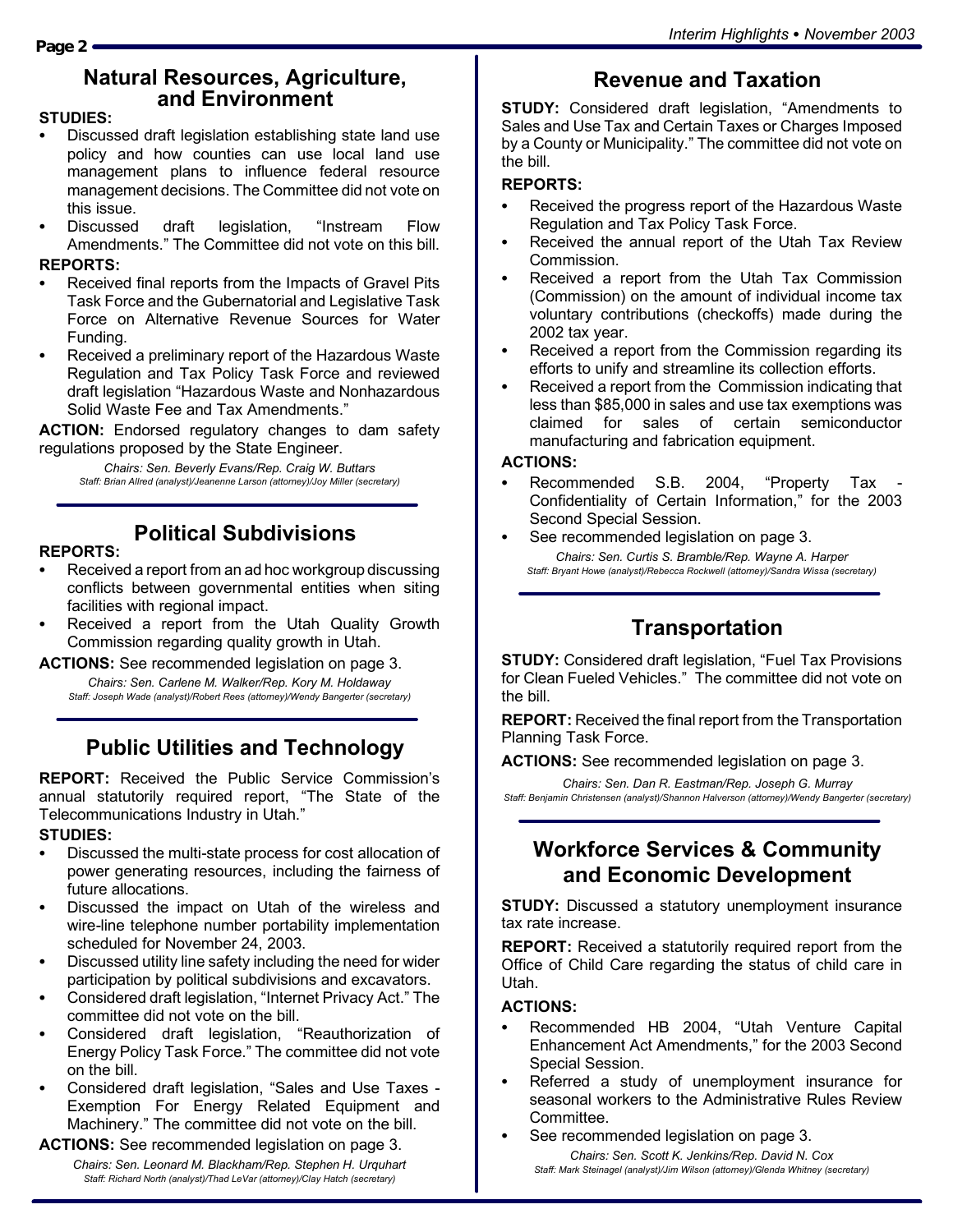## Natural Resources, Agriculture, and Environment

**STUDIES:**

- Discussed draft legislation establishing state land use policy and how counties can use local land use management plans to influence federal resource management decisions. The Committee did not vote on this issue.
- Discussed draft legislation, "Instream Flow Amendments." The Committee did not vote on this bill.

**REPORTS:**

- Received final reports from the Impacts of Gravel Pits Task Force and the Gubernatorial and Legislative Task Force on Alternative Revenue Sources for Water Funding.
- Received a preliminary report of the Hazardous Waste Regulation and Tax Policy Task Force and reviewed draft legislation "Hazardous Waste and Nonhazardous Solid Waste Fee and Tax Amendments."

**ACTION:** Endorsed regulatory changes to dam safety regulations proposed by the State Engineer.

*Chairs: Sen. Beverly Evans/Rep. Craig W. Buttars*
*Staff: Brian Allred (analyst)/Jeanenne Larson (attorney)/Joy Miller (secretary)*

## Political Subdivisions

**REPORTS:**

- Received a report from an ad hoc workgroup discussing conflicts between governmental entities when siting facilities with regional impact.
- Received a report from the Utah Quality Growth Commission regarding quality growth in Utah.

**ACTIONS:** See recommended legislation on page 3.

*Chairs: Sen. Carlene M. Walker/Rep. Kory M. Holdaway*
*Staff: Joseph Wade (analyst)/Robert Rees (attorney)/Wendy Bangerter (secretary)*

## Public Utilities and Technology

**REPORT:** Received the Public Service Commission's annual statutorily required report, "The State of the Telecommunications Industry in Utah."

**STUDIES:**

- Discussed the multi-state process for cost allocation of power generating resources, including the fairness of future allocations.
- Discussed the impact on Utah of the wireless and wire-line telephone number portability implementation scheduled for November 24, 2003.
- Discussed utility line safety including the need for wider participation by political subdivisions and excavators.
- Considered draft legislation, "Internet Privacy Act." The committee did not vote on the bill.
- Considered draft legislation, "Reauthorization of Energy Policy Task Force." The committee did not vote on the bill.
- Considered draft legislation, "Sales and Use Taxes - Exemption For Energy Related Equipment and Machinery." The committee did not vote on the bill.

**ACTIONS:** See recommended legislation on page 3.

*Chairs: Sen. Leonard M. Blackham/Rep. Stephen H. Urquhart*
*Staff: Richard North (analyst)/Thad LeVar (attorney)/Clay Hatch (secretary)*

## Revenue and Taxation

**STUDY:** Considered draft legislation, "Amendments to Sales and Use Tax and Certain Taxes or Charges Imposed by a County or Municipality." The committee did not vote on the bill.

**REPORTS:**

- Received the progress report of the Hazardous Waste Regulation and Tax Policy Task Force.
- Received the annual report of the Utah Tax Review Commission.
- Received a report from the Utah Tax Commission (Commission) on the amount of individual income tax voluntary contributions (checkoffs) made during the 2002 tax year.
- Received a report from the Commission regarding its efforts to unify and streamline its collection efforts.
- Received a report from the Commission indicating that less than $85,000 in sales and use tax exemptions was claimed for sales of certain semiconductor manufacturing and fabrication equipment.

**ACTIONS:**

- Recommended S.B. 2004, "Property Tax - Confidentiality of Certain Information," for the 2003 Second Special Session.
- See recommended legislation on page 3.

*Chairs: Sen. Curtis S. Bramble/Rep. Wayne A. Harper*
*Staff: Bryant Howe (analyst)/Rebecca Rockwell (attorney)/Sandra Wissa (secretary)*

## Transportation

**STUDY:** Considered draft legislation, "Fuel Tax Provisions for Clean Fueled Vehicles." The committee did not vote on the bill.

**REPORT:** Received the final report from the Transportation Planning Task Force.

**ACTIONS:** See recommended legislation on page 3.

*Chairs: Sen. Dan R. Eastman/Rep. Joseph G. Murray*
*Staff: Benjamin Christensen (analyst)/Shannon Halverson (attorney)/Wendy Bangerter (secretary)*

## Workforce Services & Community and Economic Development

**STUDY:** Discussed a statutory unemployment insurance tax rate increase.

**REPORT:** Received a statutorily required report from the Office of Child Care regarding the status of child care in Utah.

**ACTIONS:**

- Recommended HB 2004, "Utah Venture Capital Enhancement Act Amendments," for the 2003 Second Special Session.
- Referred a study of unemployment insurance for seasonal workers to the Administrative Rules Review Committee.
- See recommended legislation on page 3.

*Chairs: Sen. Scott K. Jenkins/Rep. David N. Cox*
*Staff: Mark Steinagel (analyst)/Jim Wilson (attorney)/Glenda Whitney (secretary)*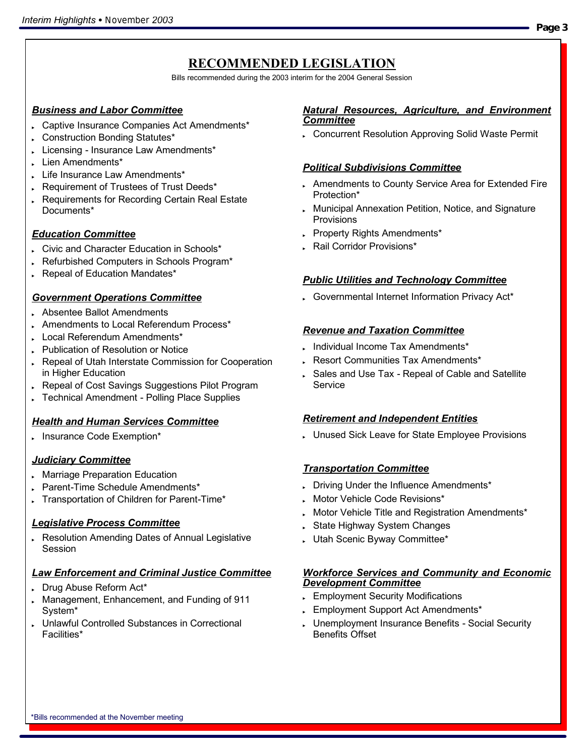# RECOMMENDED LEGISLATION

Bills recommended during the 2003 interim for the 2004 General Session

### Business and Labor Committee

- Captive Insurance Companies Act Amendments*
- Construction Bonding Statutes*
- Licensing - Insurance Law Amendments*
- Lien Amendments*
- Life Insurance Law Amendments*
- Requirement of Trustees of Trust Deeds*
- Requirements for Recording Certain Real Estate Documents*

### Education Committee

- Civic and Character Education in Schools*
- Refurbished Computers in Schools Program*
- Repeal of Education Mandates*

### Government Operations Committee

- Absentee Ballot Amendments
- Amendments to Local Referendum Process*
- Local Referendum Amendments*
- Publication of Resolution or Notice
- Repeal of Utah Interstate Commission for Cooperation in Higher Education
- Repeal of Cost Savings Suggestions Pilot Program
- Technical Amendment - Polling Place Supplies

### Health and Human Services Committee

- Insurance Code Exemption*

### Judiciary Committee

- Marriage Preparation Education
- Parent-Time Schedule Amendments*
- Transportation of Children for Parent-Time*

### Legislative Process Committee

- Resolution Amending Dates of Annual Legislative Session

### Law Enforcement and Criminal Justice Committee

- Drug Abuse Reform Act*
- Management, Enhancement, and Funding of 911 System*
- Unlawful Controlled Substances in Correctional Facilities*

### Natural Resources, Agriculture, and Environment Committee

- Concurrent Resolution Approving Solid Waste Permit

### Political Subdivisions Committee

- Amendments to County Service Area for Extended Fire Protection*
- Municipal Annexation Petition, Notice, and Signature Provisions
- Property Rights Amendments*
- Rail Corridor Provisions*

### Public Utilities and Technology Committee

- Governmental Internet Information Privacy Act*

### Revenue and Taxation Committee

- Individual Income Tax Amendments*
- Resort Communities Tax Amendments*
- Sales and Use Tax - Repeal of Cable and Satellite Service

### Retirement and Independent Entities

- Unused Sick Leave for State Employee Provisions

### Transportation Committee

- Driving Under the Influence Amendments*
- Motor Vehicle Code Revisions*
- Motor Vehicle Title and Registration Amendments*
- State Highway System Changes
- Utah Scenic Byway Committee*

### Workforce Services and Community and Economic Development Committee

- Employment Security Modifications
- Employment Support Act Amendments*
- Unemployment Insurance Benefits - Social Security Benefits Offset

*Bills recommended at the November meeting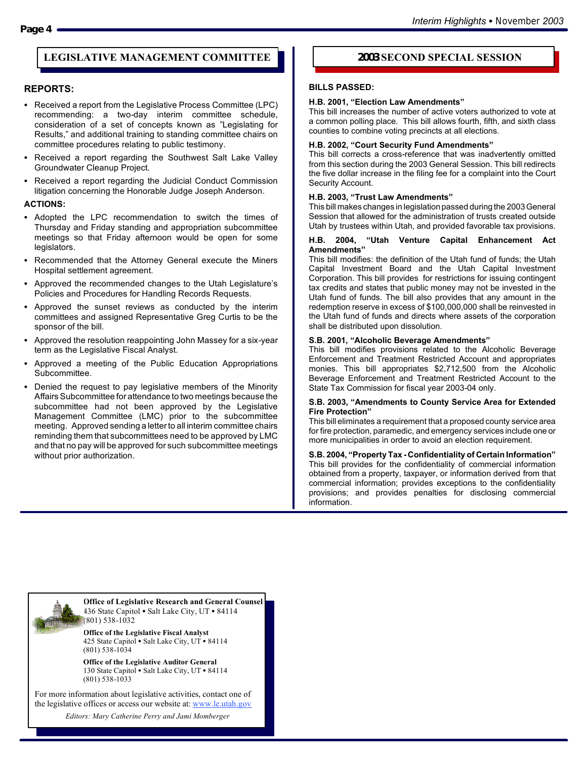## LEGISLATIVE MANAGEMENT COMMITTEE

### REPORTS:

- Received a report from the Legislative Process Committee (LPC) recommending: a two-day interim committee schedule, consideration of a set of concepts known as "Legislating for Results," and additional training to standing committee chairs on committee procedures relating to public testimony.
- Received a report regarding the Southwest Salt Lake Valley Groundwater Cleanup Project.
- Received a report regarding the Judicial Conduct Commission litigation concerning the Honorable Judge Joseph Anderson.

### ACTIONS:

- Adopted the LPC recommendation to switch the times of Thursday and Friday standing and appropriation subcommittee meetings so that Friday afternoon would be open for some legislators.
- Recommended that the Attorney General execute the Miners Hospital settlement agreement.
- Approved the recommended changes to the Utah Legislature's Policies and Procedures for Handling Records Requests.
- Approved the sunset reviews as conducted by the interim committees and assigned Representative Greg Curtis to be the sponsor of the bill.
- Approved the resolution reappointing John Massey for a six-year term as the Legislative Fiscal Analyst.
- Approved a meeting of the Public Education Appropriations Subcommittee.
- Denied the request to pay legislative members of the Minority Affairs Subcommittee for attendance to two meetings because the subcommittee had not been approved by the Legislative Management Committee (LMC) prior to the subcommittee meeting. Approved sending a letter to all interim committee chairs reminding them that subcommittees need to be approved by LMC and that no pay will be approved for such subcommittee meetings without prior authorization.

## 2003 SECOND SPECIAL SESSION

### BILLS PASSED:

**H.B. 2001, "Election Law Amendments"**
This bill increases the number of active voters authorized to vote at a common polling place. This bill allows fourth, fifth, and sixth class counties to combine voting precincts at all elections.

**H.B. 2002, "Court Security Fund Amendments"**
This bill corrects a cross-reference that was inadvertently omitted from this section during the 2003 General Session. This bill redirects the five dollar increase in the filing fee for a complaint into the Court Security Account.

**H.B. 2003, "Trust Law Amendments"**
This bill makes changes in legislation passed during the 2003 General Session that allowed for the administration of trusts created outside Utah by trustees within Utah, and provided favorable tax provisions.

**H.B. 2004, "Utah Venture Capital Enhancement Act Amendments"**
This bill modifies: the definition of the Utah fund of funds; the Utah Capital Investment Board and the Utah Capital Investment Corporation. This bill provides for restrictions for issuing contingent tax credits and states that public money may not be invested in the Utah fund of funds. The bill also provides that any amount in the redemption reserve in excess of $100,000,000 shall be reinvested in the Utah fund of funds and directs where assets of the corporation shall be distributed upon dissolution.

**S.B. 2001, "Alcoholic Beverage Amendments"**
This bill modifies provisions related to the Alcoholic Beverage Enforcement and Treatment Restricted Account and appropriates monies. This bill appropriates $2,712,500 from the Alcoholic Beverage Enforcement and Treatment Restricted Account to the State Tax Commission for fiscal year 2003-04 only.

**S.B. 2003, "Amendments to County Service Area for Extended Fire Protection"**
This bill eliminates a requirement that a proposed county service area for fire protection, paramedic, and emergency services include one or more municipalities in order to avoid an election requirement.

**S.B. 2004, "Property Tax - Confidentiality of Certain Information"**
This bill provides for the confidentiality of commercial information obtained from a property, taxpayer, or information derived from that commercial information; provides exceptions to the confidentiality provisions; and provides penalties for disclosing commercial information.

---

**Office of Legislative Research and General Counsel**
436 State Capitol • Salt Lake City, UT • 84114
(801) 538-1032

**Office of the Legislative Fiscal Analyst**
425 State Capitol • Salt Lake City, UT • 84114
(801) 538-1034

**Office of the Legislative Auditor General**
130 State Capitol • Salt Lake City, UT • 84114
(801) 538-1033

For more information about legislative activities, contact one of the legislative offices or access our website at: www.le.utah.gov

*Editors: Mary Catherine Perry and Jami Momberger*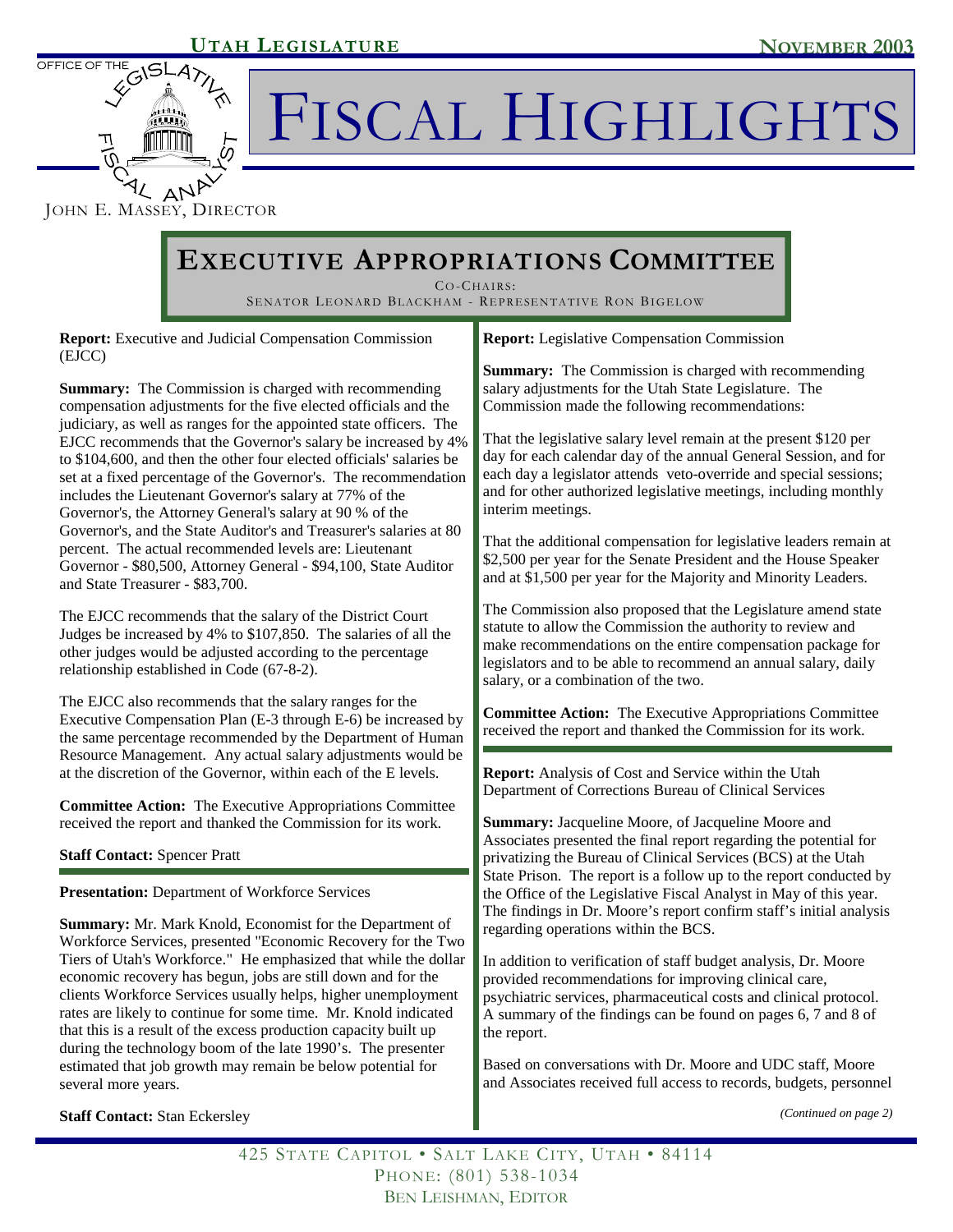# FISCAL HIGHLIGHTS

UTAH LEGISLATURE — NOVEMBER 2003

OFFICE OF THE LEGISLATIVE FISCAL ANALYST

JOHN E. MASSEY, DIRECTOR

## EXECUTIVE APPROPRIATIONS COMMITTEE

CO-CHAIRS:
SENATOR LEONARD BLACKHAM - REPRESENTATIVE RON BIGELOW

**Report:** Executive and Judicial Compensation Commission (EJCC)

**Summary:** The Commission is charged with recommending compensation adjustments for the five elected officials and the judiciary, as well as ranges for the appointed state officers. The EJCC recommends that the Governor's salary be increased by 4% to $104,600, and then the other four elected officials' salaries be set at a fixed percentage of the Governor's. The recommendation includes the Lieutenant Governor's salary at 77% of the Governor's, the Attorney General's salary at 90 % of the Governor's, and the State Auditor's and Treasurer's salaries at 80 percent. The actual recommended levels are: Lieutenant Governor - $80,500, Attorney General - $94,100, State Auditor and State Treasurer - $83,700.

The EJCC recommends that the salary of the District Court Judges be increased by 4% to $107,850. The salaries of all the other judges would be adjusted according to the percentage relationship established in Code (67-8-2).

The EJCC also recommends that the salary ranges for the Executive Compensation Plan (E-3 through E-6) be increased by the same percentage recommended by the Department of Human Resource Management. Any actual salary adjustments would be at the discretion of the Governor, within each of the E levels.

**Committee Action:** The Executive Appropriations Committee received the report and thanked the Commission for its work.

**Staff Contact:** Spencer Pratt

**Presentation:** Department of Workforce Services

**Summary:** Mr. Mark Knold, Economist for the Department of Workforce Services, presented "Economic Recovery for the Two Tiers of Utah's Workforce." He emphasized that while the dollar economic recovery has begun, jobs are still down and for the clients Workforce Services usually helps, higher unemployment rates are likely to continue for some time. Mr. Knold indicated that this is a result of the excess production capacity built up during the technology boom of the late 1990's. The presenter estimated that job growth may remain be below potential for several more years.

**Staff Contact:** Stan Eckersley

**Report:** Legislative Compensation Commission

**Summary:** The Commission is charged with recommending salary adjustments for the Utah State Legislature. The Commission made the following recommendations:

That the legislative salary level remain at the present $120 per day for each calendar day of the annual General Session, and for each day a legislator attends veto-override and special sessions; and for other authorized legislative meetings, including monthly interim meetings.

That the additional compensation for legislative leaders remain at $2,500 per year for the Senate President and the House Speaker and at $1,500 per year for the Majority and Minority Leaders.

The Commission also proposed that the Legislature amend state statute to allow the Commission the authority to review and make recommendations on the entire compensation package for legislators and to be able to recommend an annual salary, daily salary, or a combination of the two.

**Committee Action:** The Executive Appropriations Committee received the report and thanked the Commission for its work.

**Report:** Analysis of Cost and Service within the Utah Department of Corrections Bureau of Clinical Services

**Summary:** Jacqueline Moore, of Jacqueline Moore and Associates presented the final report regarding the potential for privatizing the Bureau of Clinical Services (BCS) at the Utah State Prison. The report is a follow up to the report conducted by the Office of the Legislative Fiscal Analyst in May of this year. The findings in Dr. Moore's report confirm staff's initial analysis regarding operations within the BCS.

In addition to verification of staff budget analysis, Dr. Moore provided recommendations for improving clinical care, psychiatric services, pharmaceutical costs and clinical protocol. A summary of the findings can be found on pages 6, 7 and 8 of the report.

Based on conversations with Dr. Moore and UDC staff, Moore and Associates received full access to records, budgets, personnel

*(Continued on page 2)*

425 STATE CAPITOL • SALT LAKE CITY, UTAH • 84114
PHONE: (801) 538-1034
BEN LEISHMAN, EDITOR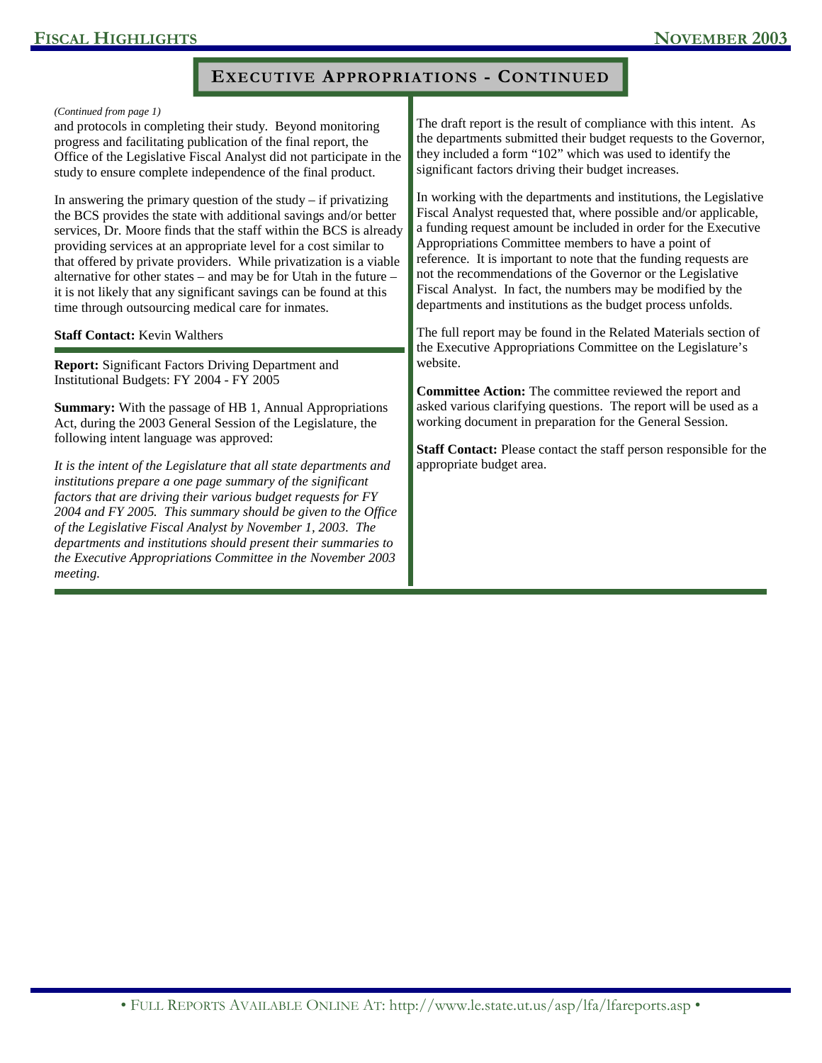## Executive Appropriations - Continued

*(Continued from page 1)*

and protocols in completing their study. Beyond monitoring progress and facilitating publication of the final report, the Office of the Legislative Fiscal Analyst did not participate in the study to ensure complete independence of the final product.

In answering the primary question of the study – if privatizing the BCS provides the state with additional savings and/or better services, Dr. Moore finds that the staff within the BCS is already providing services at an appropriate level for a cost similar to that offered by private providers. While privatization is a viable alternative for other states – and may be for Utah in the future – it is not likely that any significant savings can be found at this time through outsourcing medical care for inmates.

**Staff Contact:** Kevin Walthers

---

**Report:** Significant Factors Driving Department and Institutional Budgets: FY 2004 - FY 2005

**Summary:** With the passage of HB 1, Annual Appropriations Act, during the 2003 General Session of the Legislature, the following intent language was approved:

*It is the intent of the Legislature that all state departments and institutions prepare a one page summary of the significant factors that are driving their various budget requests for FY 2004 and FY 2005. This summary should be given to the Office of the Legislative Fiscal Analyst by November 1, 2003. The departments and institutions should present their summaries to the Executive Appropriations Committee in the November 2003 meeting.*

The draft report is the result of compliance with this intent. As the departments submitted their budget requests to the Governor, they included a form "102" which was used to identify the significant factors driving their budget increases.

In working with the departments and institutions, the Legislative Fiscal Analyst requested that, where possible and/or applicable, a funding request amount be included in order for the Executive Appropriations Committee members to have a point of reference. It is important to note that the funding requests are not the recommendations of the Governor or the Legislative Fiscal Analyst. In fact, the numbers may be modified by the departments and institutions as the budget process unfolds.

The full report may be found in the Related Materials section of the Executive Appropriations Committee on the Legislature's website.

**Committee Action:** The committee reviewed the report and asked various clarifying questions. The report will be used as a working document in preparation for the General Session.

**Staff Contact:** Please contact the staff person responsible for the appropriate budget area.